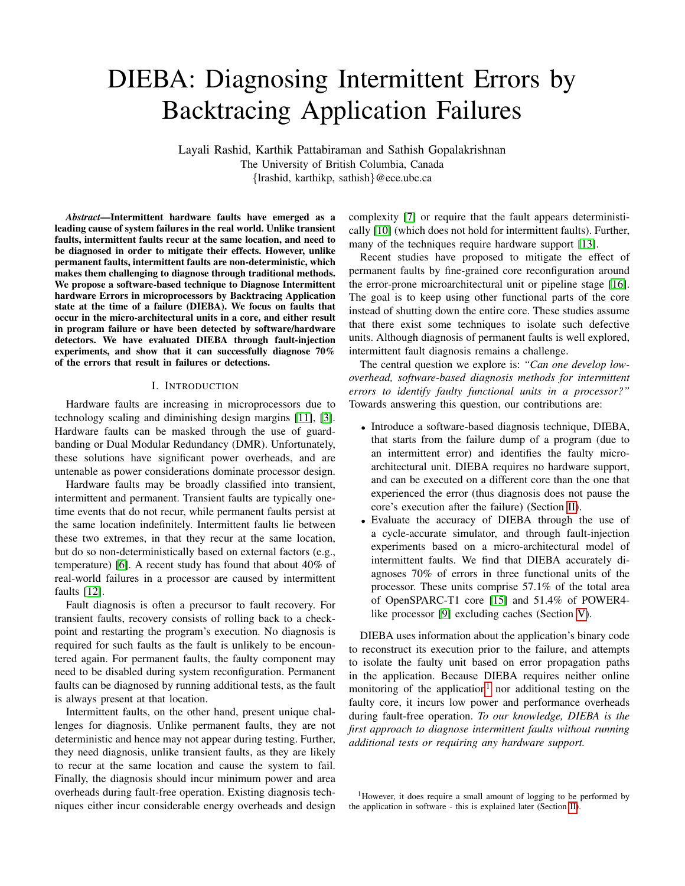# DIEBA: Diagnosing Intermittent Errors by Backtracing Application Failures

Layali Rashid, Karthik Pattabiraman and Sathish Gopalakrishnan
The University of British Columbia, Canada
{lrashid, karthikp, sathish}@ece.ubc.ca

***Abstract*—Intermittent hardware faults have emerged as a leading cause of system failures in the real world. Unlike transient faults, intermittent faults recur at the same location, and need to be diagnosed in order to mitigate their effects. However, unlike permanent faults, intermittent faults are non-deterministic, which makes them challenging to diagnose through traditional methods. We propose a software-based technique to Diagnose Intermittent hardware Errors in microprocessors by Backtracing Application state at the time of a failure (DIEBA). We focus on faults that occur in the micro-architectural units in a core, and either result in program failure or have been detected by software/hardware detectors. We have evaluated DIEBA through fault-injection experiments, and show that it can successfully diagnose 70% of the errors that result in failures or detections.**

## I. Introduction

Hardware faults are increasing in microprocessors due to technology scaling and diminishing design margins [11], [3]. Hardware faults can be masked through the use of guard-banding or Dual Modular Redundancy (DMR). Unfortunately, these solutions have significant power overheads, and are untenable as power considerations dominate processor design.

Hardware faults may be broadly classified into transient, intermittent and permanent. Transient faults are typically one-time events that do not recur, while permanent faults persist at the same location indefinitely. Intermittent faults lie between these two extremes, in that they recur at the same location, but do so non-deterministically based on external factors (e.g., temperature) [6]. A recent study has found that about 40% of real-world failures in a processor are caused by intermittent faults [12].

Fault diagnosis is often a precursor to fault recovery. For transient faults, recovery consists of rolling back to a checkpoint and restarting the program's execution. No diagnosis is required for such faults as the fault is unlikely to be encountered again. For permanent faults, the faulty component may need to be disabled during system reconfiguration. Permanent faults can be diagnosed by running additional tests, as the fault is always present at that location.

Intermittent faults, on the other hand, present unique challenges for diagnosis. Unlike permanent faults, they are not deterministic and hence may not appear during testing. Further, they need diagnosis, unlike transient faults, as they are likely to recur at the same location and cause the system to fail. Finally, the diagnosis should incur minimum power and area overheads during fault-free operation. Existing diagnosis techniques either incur considerable energy overheads and design complexity [7] or require that the fault appears deterministically [10] (which does not hold for intermittent faults). Further, many of the techniques require hardware support [13].

Recent studies have proposed to mitigate the effect of permanent faults by fine-grained core reconfiguration around the error-prone microarchitectural unit or pipeline stage [16]. The goal is to keep using other functional parts of the core instead of shutting down the entire core. These studies assume that there exist some techniques to isolate such defective units. Although diagnosis of permanent faults is well explored, intermittent fault diagnosis remains a challenge.

The central question we explore is: *"Can one develop low-overhead, software-based diagnosis methods for intermittent errors to identify faulty functional units in a processor?"* Towards answering this question, our contributions are:

- Introduce a software-based diagnosis technique, DIEBA, that starts from the failure dump of a program (due to an intermittent error) and identifies the faulty micro-architectural unit. DIEBA requires no hardware support, and can be executed on a different core than the one that experienced the error (thus diagnosis does not pause the core's execution after the failure) (Section II).
- Evaluate the accuracy of DIEBA through the use of a cycle-accurate simulator, and through fault-injection experiments based on a micro-architectural model of intermittent faults. We find that DIEBA accurately diagnoses 70% of errors in three functional units of the processor. These units comprise 57.1% of the total area of OpenSPARC-T1 core [15] and 51.4% of POWER4-like processor [9] excluding caches (Section V).

DIEBA uses information about the application's binary code to reconstruct its execution prior to the failure, and attempts to isolate the faulty unit based on error propagation paths in the application. Because DIEBA requires neither online monitoring of the application[1] nor additional testing on the faulty core, it incurs low power and performance overheads during fault-free operation. *To our knowledge, DIEBA is the first approach to diagnose intermittent faults without running additional tests or requiring any hardware support.*

[1] However, it does require a small amount of logging to be performed by the application in software - this is explained later (Section II).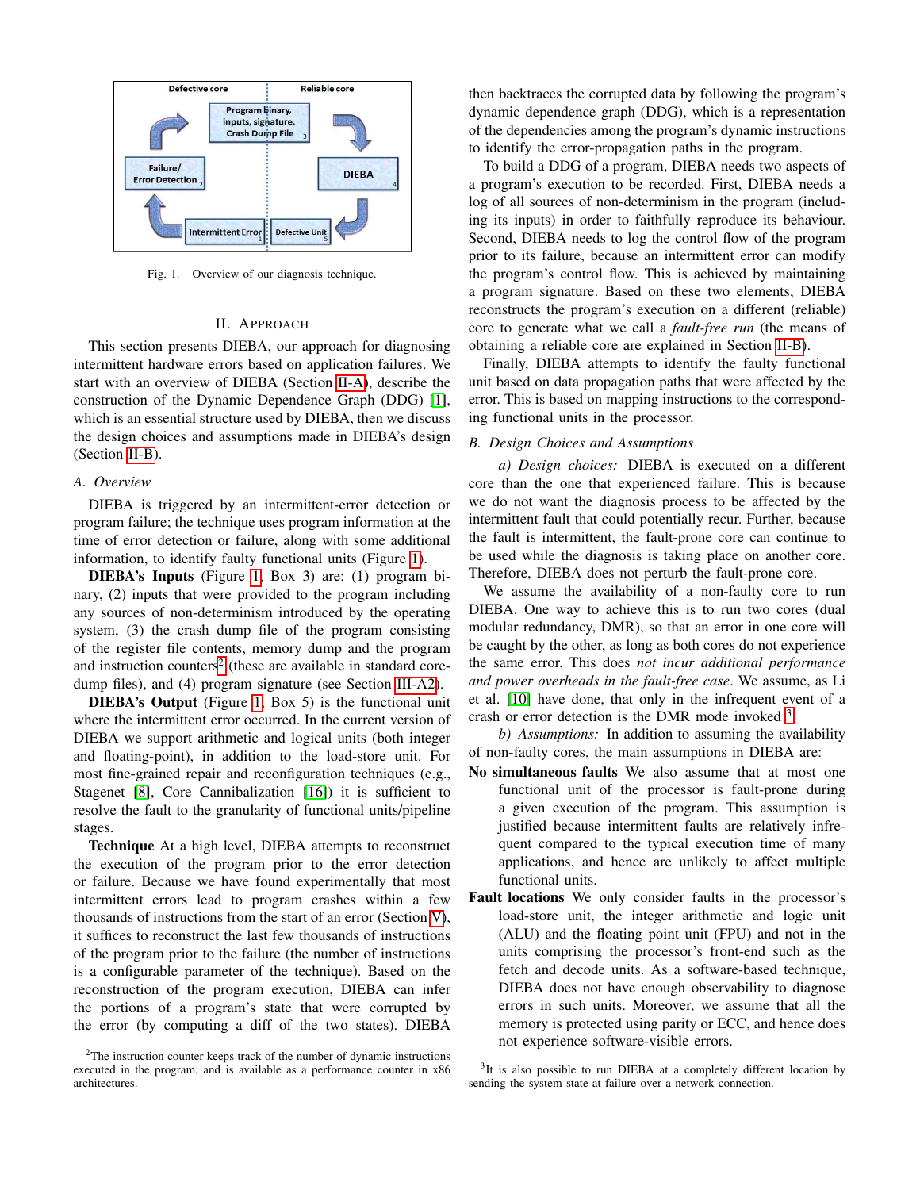Fig. 1. Overview of our diagnosis technique.

## II. Approach

This section presents DIEBA, our approach for diagnosing intermittent hardware errors based on application failures. We start with an overview of DIEBA (Section II-A), describe the construction of the Dynamic Dependence Graph (DDG) [1], which is an essential structure used by DIEBA, then we discuss the design choices and assumptions made in DIEBA's design (Section II-B).

### A. Overview

DIEBA is triggered by an intermittent-error detection or program failure; the technique uses program information at the time of error detection or failure, along with some additional information, to identify faulty functional units (Figure 1).

**DIEBA's Inputs** (Figure 1, Box 3) are: (1) program binary, (2) inputs that were provided to the program including any sources of non-determinism introduced by the operating system, (3) the crash dump file of the program consisting of the register file contents, memory dump and the program and instruction counters[2] (these are available in standard core-dump files), and (4) program signature (see Section III-A2).

**DIEBA's Output** (Figure 1, Box 5) is the functional unit where the intermittent error occurred. In the current version of DIEBA we support arithmetic and logical units (both integer and floating-point), in addition to the load-store unit. For most fine-grained repair and reconfiguration techniques (e.g., Stagenet [8], Core Cannibalization [16]) it is sufficient to resolve the fault to the granularity of functional units/pipeline stages.

**Technique** At a high level, DIEBA attempts to reconstruct the execution of the program prior to the error detection or failure. Because we have found experimentally that most intermittent errors lead to program crashes within a few thousands of instructions from the start of an error (Section V), it suffices to reconstruct the last few thousands of instructions of the program prior to the failure (the number of instructions is a configurable parameter of the technique). Based on the reconstruction of the program execution, DIEBA can infer the portions of a program's state that were corrupted by the error (by computing a diff of the two states). DIEBA then backtraces the corrupted data by following the program's dynamic dependence graph (DDG), which is a representation of the dependencies among the program's dynamic instructions to identify the error-propagation paths in the program.

To build a DDG of a program, DIEBA needs two aspects of a program's execution to be recorded. First, DIEBA needs a log of all sources of non-determinism in the program (including its inputs) in order to faithfully reproduce its behaviour. Second, DIEBA needs to log the control flow of the program prior to its failure, because an intermittent error can modify the program's control flow. This is achieved by maintaining a program signature. Based on these two elements, DIEBA reconstructs the program's execution on a different (reliable) core to generate what we call a *fault-free run* (the means of obtaining a reliable core are explained in Section II-B).

Finally, DIEBA attempts to identify the faulty functional unit based on data propagation paths that were affected by the error. This is based on mapping instructions to the corresponding functional units in the processor.

### B. Design Choices and Assumptions

*a) Design choices:* DIEBA is executed on a different core than the one that experienced failure. This is because we do not want the diagnosis process to be affected by the intermittent fault that could potentially recur. Further, because the fault is intermittent, the fault-prone core can continue to be used while the diagnosis is taking place on another core. Therefore, DIEBA does not perturb the fault-prone core.

We assume the availability of a non-faulty core to run DIEBA. One way to achieve this is to run two cores (dual modular redundancy, DMR), so that an error in one core will be caught by the other, as long as both cores do not experience the same error. This does *not incur additional performance and power overheads in the fault-free case*. We assume, as Li et al. [10] have done, that only in the infrequent event of a crash or error detection is the DMR mode invoked [3].

*b) Assumptions:* In addition to assuming the availability of non-faulty cores, the main assumptions in DIEBA are:

**No simultaneous faults** We also assume that at most one functional unit of the processor is fault-prone during a given execution of the program. This assumption is justified because intermittent faults are relatively infrequent compared to the typical execution time of many applications, and hence are unlikely to affect multiple functional units.

**Fault locations** We only consider faults in the processor's load-store unit, the integer arithmetic and logic unit (ALU) and the floating point unit (FPU) and not in the units comprising the processor's front-end such as the fetch and decode units. As a software-based technique, DIEBA does not have enough observability to diagnose errors in such units. Moreover, we assume that all the memory is protected using parity or ECC, and hence does not experience software-visible errors.

[2] The instruction counter keeps track of the number of dynamic instructions executed in the program, and is available as a performance counter in x86 architectures.

[3] It is also possible to run DIEBA at a completely different location by sending the system state at failure over a network connection.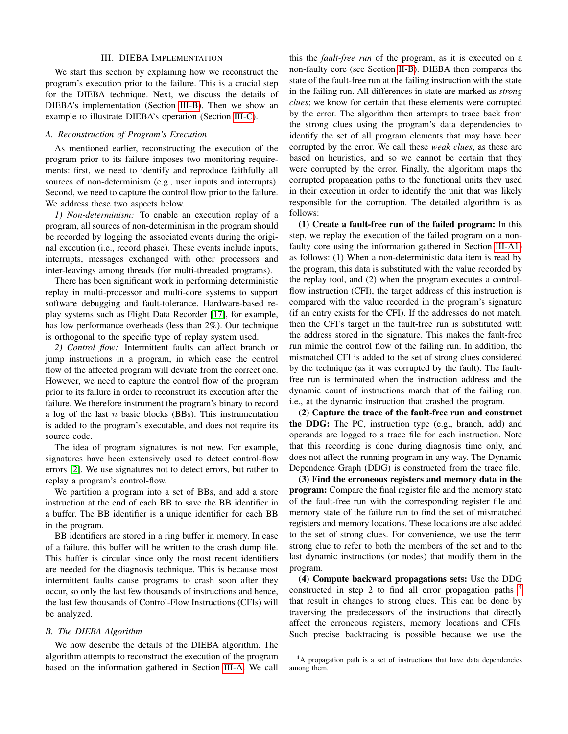## III. DIEBA Implementation

We start this section by explaining how we reconstruct the program's execution prior to the failure. This is a crucial step for the DIEBA technique. Next, we discuss the details of DIEBA's implementation (Section III-B). Then we show an example to illustrate DIEBA's operation (Section III-C).

### A. Reconstruction of Program's Execution

As mentioned earlier, reconstructing the execution of the program prior to its failure imposes two monitoring requirements: first, we need to identify and reproduce faithfully all sources of non-determinism (e.g., user inputs and interrupts). Second, we need to capture the control flow prior to the failure. We address these two aspects below.

*1) Non-determinism:* To enable an execution replay of a program, all sources of non-determinism in the program should be recorded by logging the associated events during the original execution (i.e., record phase). These events include inputs, interrupts, messages exchanged with other processors and inter-leavings among threads (for multi-threaded programs).

There has been significant work in performing deterministic replay in multi-processor and multi-core systems to support software debugging and fault-tolerance. Hardware-based replay systems such as Flight Data Recorder [17], for example, has low performance overheads (less than 2%). Our technique is orthogonal to the specific type of replay system used.

*2) Control flow:* Intermittent faults can affect branch or jump instructions in a program, in which case the control flow of the affected program will deviate from the correct one. However, we need to capture the control flow of the program prior to its failure in order to reconstruct its execution after the failure. We therefore instrument the program's binary to record a log of the last $n$ basic blocks (BBs). This instrumentation is added to the program's executable, and does not require its source code.

The idea of program signatures is not new. For example, signatures have been extensively used to detect control-flow errors [2]. We use signatures not to detect errors, but rather to replay a program's control-flow.

We partition a program into a set of BBs, and add a store instruction at the end of each BB to save the BB identifier in a buffer. The BB identifier is a unique identifier for each BB in the program.

BB identifiers are stored in a ring buffer in memory. In case of a failure, this buffer will be written to the crash dump file. This buffer is circular since only the most recent identifiers are needed for the diagnosis technique. This is because most intermittent faults cause programs to crash soon after they occur, so only the last few thousands of instructions and hence, the last few thousands of Control-Flow Instructions (CFIs) will be analyzed.

### B. The DIEBA Algorithm

We now describe the details of the DIEBA algorithm. The algorithm attempts to reconstruct the execution of the program based on the information gathered in Section III-A. We call this the *fault-free run* of the program, as it is executed on a non-faulty core (see Section II-B). DIEBA then compares the state of the fault-free run at the failing instruction with the state in the failing run. All differences in state are marked as *strong clues*; we know for certain that these elements were corrupted by the error. The algorithm then attempts to trace back from the strong clues using the program's data dependencies to identify the set of all program elements that may have been corrupted by the error. We call these *weak clues*, as these are based on heuristics, and so we cannot be certain that they were corrupted by the error. Finally, the algorithm maps the corrupted propagation paths to the functional units they used in their execution in order to identify the unit that was likely responsible for the corruption. The detailed algorithm is as follows:

**(1) Create a fault-free run of the failed program:** In this step, we replay the execution of the failed program on a non-faulty core using the information gathered in Section III-A1) as follows: (1) When a non-deterministic data item is read by the program, this data is substituted with the value recorded by the replay tool, and (2) when the program executes a control-flow instruction (CFI), the target address of this instruction is compared with the value recorded in the program's signature (if an entry exists for the CFI). If the addresses do not match, then the CFI's target in the fault-free run is substituted with the address stored in the signature. This makes the fault-free run mimic the control flow of the failing run. In addition, the mismatched CFI is added to the set of strong clues considered by the technique (as it was corrupted by the fault). The fault-free run is terminated when the instruction address and the dynamic count of instructions match that of the failing run, i.e., at the dynamic instruction that crashed the program.

**(2) Capture the trace of the fault-free run and construct the DDG:** The PC, instruction type (e.g., branch, add) and operands are logged to a trace file for each instruction. Note that this recording is done during diagnosis time only, and does not affect the running program in any way. The Dynamic Dependence Graph (DDG) is constructed from the trace file.

**(3) Find the erroneous registers and memory data in the program:** Compare the final register file and the memory state of the fault-free run with the corresponding register file and memory state of the failure run to find the set of mismatched registers and memory locations. These locations are also added to the set of strong clues. For convenience, we use the term strong clue to refer to both the members of the set and to the last dynamic instructions (or nodes) that modify them in the program.

**(4) Compute backward propagations sets:** Use the DDG constructed in step 2 to find all error propagation paths [4] that result in changes to strong clues. This can be done by traversing the predecessors of the instructions that directly affect the erroneous registers, memory locations and CFIs. Such precise backtracing is possible because we use the

[4] A propagation path is a set of instructions that have data dependencies among them.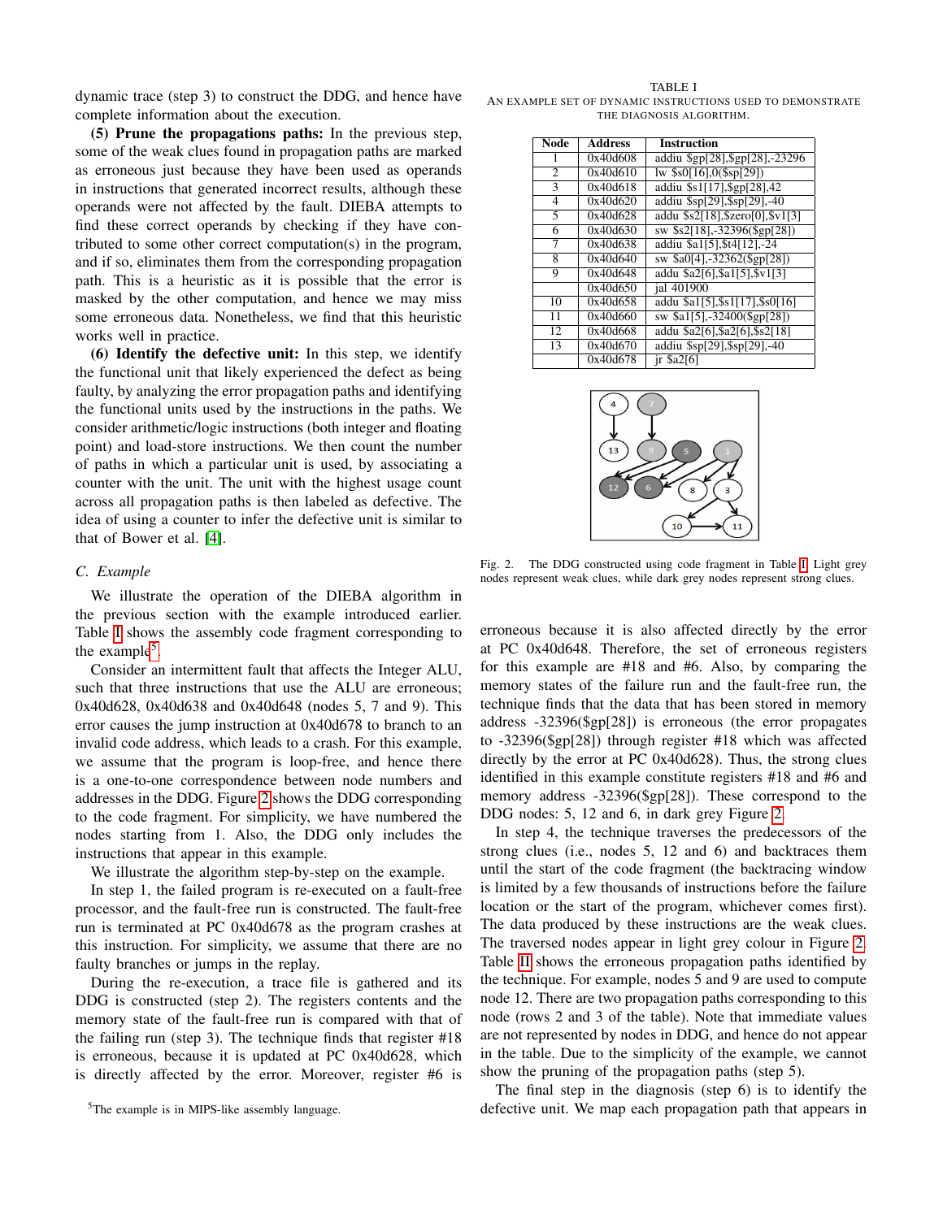dynamic trace (step 3) to construct the DDG, and hence have complete information about the execution.

**(5) Prune the propagations paths:** In the previous step, some of the weak clues found in propagation paths are marked as erroneous just because they have been used as operands in instructions that generated incorrect results, although these operands were not affected by the fault. DIEBA attempts to find these correct operands by checking if they have contributed to some other correct computation(s) in the program, and if so, eliminates them from the corresponding propagation path. This is a heuristic as it is possible that the error is masked by the other computation, and hence we may miss some erroneous data. Nonetheless, we find that this heuristic works well in practice.

**(6) Identify the defective unit:** In this step, we identify the functional unit that likely experienced the defect as being faulty, by analyzing the error propagation paths and identifying the functional units used by the instructions in the paths. We consider arithmetic/logic instructions (both integer and floating point) and load-store instructions. We then count the number of paths in which a particular unit is used, by associating a counter with the unit. The unit with the highest usage count across all propagation paths is then labeled as defective. The idea of using a counter to infer the defective unit is similar to that of Bower et al. [4].

### C. Example

We illustrate the operation of the DIEBA algorithm in the previous section with the example introduced earlier. Table I shows the assembly code fragment corresponding to the example[5].

Consider an intermittent fault that affects the Integer ALU, such that three instructions that use the ALU are erroneous; 0x40d628, 0x40d638 and 0x40d648 (nodes 5, 7 and 9). This error causes the jump instruction at 0x40d678 to branch to an invalid code address, which leads to a crash. For this example, we assume that the program is loop-free, and hence there is a one-to-one correspondence between node numbers and addresses in the DDG. Figure 2 shows the DDG corresponding to the code fragment. For simplicity, we have numbered the nodes starting from 1. Also, the DDG only includes the instructions that appear in this example.

We illustrate the algorithm step-by-step on the example.

In step 1, the failed program is re-executed on a fault-free processor, and the fault-free run is constructed. The fault-free run is terminated at PC 0x40d678 as the program crashes at this instruction. For simplicity, we assume that there are no faulty branches or jumps in the replay.

During the re-execution, a trace file is gathered and its DDG is constructed (step 2). The registers contents and the memory state of the fault-free run is compared with that of the failing run (step 3). The technique finds that register #18 is erroneous, because it is updated at PC 0x40d628, which is directly affected by the error. Moreover, register #6 is erroneous because it is also affected directly by the error at PC 0x40d648. Therefore, the set of erroneous registers for this example are #18 and #6. Also, by comparing the memory states of the failure run and the fault-free run, the technique finds that the data that has been stored in memory address -32396($gp[28]) is erroneous (the error propagates to -32396($gp[28]) through register #18 which was affected directly by the error at PC 0x40d628). Thus, the strong clues identified in this example constitute registers #18 and #6 and memory address -32396($gp[28]). These correspond to the DDG nodes: 5, 12 and 6, in dark grey Figure 2.

In step 4, the technique traverses the predecessors of the strong clues (i.e., nodes 5, 12 and 6) and backtraces them until the start of the code fragment (the backtracing window is limited by a few thousands of instructions before the failure location or the start of the program, whichever comes first). The data produced by these instructions are the weak clues. The traversed nodes appear in light grey colour in Figure 2. Table II shows the erroneous propagation paths identified by the technique. For example, nodes 5 and 9 are used to compute node 12. There are two propagation paths corresponding to this node (rows 2 and 3 of the table). Note that immediate values are not represented by nodes in DDG, and hence do not appear in the table. Due to the simplicity of the example, we cannot show the pruning of the propagation paths (step 5).

The final step in the diagnosis (step 6) is to identify the defective unit. We map each propagation path that appears in

TABLE I
AN EXAMPLE SET OF DYNAMIC INSTRUCTIONS USED TO DEMONSTRATE THE DIAGNOSIS ALGORITHM.

| Node | Address | Instruction |
|---|---|---|
| 1 | 0x40d608 | addiu $gp[28],$gp[28],-23296 |
| 2 | 0x40d610 | lw $s0[16],0($sp[29]) |
| 3 | 0x40d618 | addiu $s1[17],$gp[28],42 |
| 4 | 0x40d620 | addiu $sp[29],$sp[29],-40 |
| 5 | 0x40d628 | addu $s2[18],$zero[0],$v1[3] |
| 6 | 0x40d630 | sw $s2[18],-32396($gp[28]) |
| 7 | 0x40d638 | addiu $a1[5],$t4[12],-24 |
| 8 | 0x40d640 | sw $a0[4],-32362($gp[28]) |
| 9 | 0x40d648 | addu $a2[6],$a1[5],$v1[3] |
| | 0x40d650 | jal 401900 |
| 10 | 0x40d658 | addu $a1[5],$s1[17],$s0[16] |
| 11 | 0x40d660 | sw $a1[5],-32400($gp[28]) |
| 12 | 0x40d668 | addu $a2[6],$a2[6],$s2[18] |
| 13 | 0x40d670 | addiu $sp[29],$sp[29],-40 |
| | 0x40d678 | jr $a2[6] |

Fig. 2. The DDG constructed using code fragment in Table I. Light grey nodes represent weak clues, while dark grey nodes represent strong clues.

[5]The example is in MIPS-like assembly language.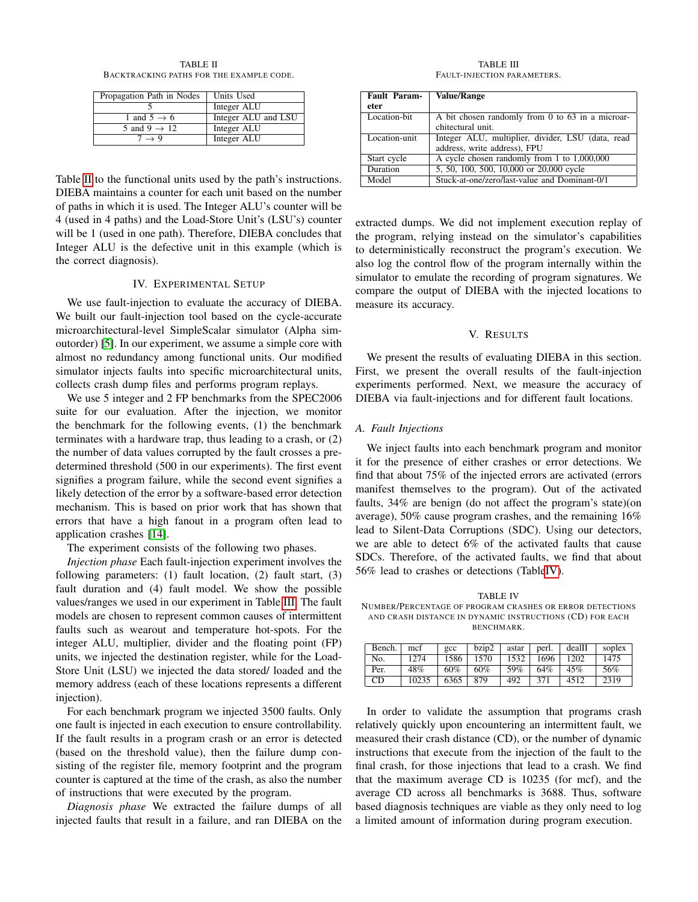TABLE II
BACKTRACKING PATHS FOR THE EXAMPLE CODE.

| Propagation Path in Nodes | Units Used |
|---|---|
| 5 | Integer ALU |
| 1 and 5 → 6 | Integer ALU and LSU |
| 5 and 9 → 12 | Integer ALU |
| 7 → 9 | Integer ALU |

Table II to the functional units used by the path's instructions. DIEBA maintains a counter for each unit based on the number of paths in which it is used. The Integer ALU's counter will be 4 (used in 4 paths) and the Load-Store Unit's (LSU's) counter will be 1 (used in one path). Therefore, DIEBA concludes that Integer ALU is the defective unit in this example (which is the correct diagnosis).

## IV. Experimental Setup

We use fault-injection to evaluate the accuracy of DIEBA. We built our fault-injection tool based on the cycle-accurate microarchitectural-level SimpleScalar simulator (Alpha sim-outorder) [5]. In our experiment, we assume a simple core with almost no redundancy among functional units. Our modified simulator injects faults into specific microarchitectural units, collects crash dump files and performs program replays.

We use 5 integer and 2 FP benchmarks from the SPEC2006 suite for our evaluation. After the injection, we monitor the benchmark for the following events, (1) the benchmark terminates with a hardware trap, thus leading to a crash, or (2) the number of data values corrupted by the fault crosses a pre-determined threshold (500 in our experiments). The first event signifies a program failure, while the second event signifies a likely detection of the error by a software-based error detection mechanism. This is based on prior work that has shown that errors that have a high fanout in a program often lead to application crashes [14].

The experiment consists of the following two phases.

*Injection phase* Each fault-injection experiment involves the following parameters: (1) fault location, (2) fault start, (3) fault duration and (4) fault model. We show the possible values/ranges we used in our experiment in Table III. The fault models are chosen to represent common causes of intermittent faults such as wearout and temperature hot-spots. For the integer ALU, multiplier, divider and the floating point (FP) units, we injected the destination register, while for the Load-Store Unit (LSU) we injected the data stored/ loaded and the memory address (each of these locations represents a different injection).

For each benchmark program we injected 3500 faults. Only one fault is injected in each execution to ensure controllability. If the fault results in a program crash or an error is detected (based on the threshold value), then the failure dump consisting of the register file, memory footprint and the program counter is captured at the time of the crash, as also the number of instructions that were executed by the program.

*Diagnosis phase* We extracted the failure dumps of all injected faults that result in a failure, and ran DIEBA on the extracted dumps. We did not implement execution replay of the program, relying instead on the simulator's capabilities to deterministically reconstruct the program's execution. We also log the control flow of the program internally within the simulator to emulate the recording of program signatures. We compare the output of DIEBA with the injected locations to measure its accuracy.

TABLE III
FAULT-INJECTION PARAMETERS.

| **Fault Parameter** | **Value/Range** |
|---|---|
| Location-bit | A bit chosen randomly from 0 to 63 in a microarchitectural unit. |
| Location-unit | Integer ALU, multiplier, divider, LSU (data, read address, write address), FPU |
| Start cycle | A cycle chosen randomly from 1 to 1,000,000 |
| Duration | 5, 50, 100, 500, 10,000 or 20,000 cycle |
| Model | Stuck-at-one/zero/last-value and Dominant-0/1 |

## V. Results

We present the results of evaluating DIEBA in this section. First, we present the overall results of the fault-injection experiments performed. Next, we measure the accuracy of DIEBA via fault-injections and for different fault locations.

### A. Fault Injections

We inject faults into each benchmark program and monitor it for the presence of either crashes or error detections. We find that about 75% of the injected errors are activated (errors manifest themselves to the program). Out of the activated faults, 34% are benign (do not affect the program's state)(on average), 50% cause program crashes, and the remaining 16% lead to Silent-Data Corruptions (SDC). Using our detectors, we are able to detect 6% of the activated faults that cause SDCs. Therefore, of the activated faults, we find that about 56% lead to crashes or detections (TableIV).

TABLE IV
NUMBER/PERCENTAGE OF PROGRAM CRASHES OR ERROR DETECTIONS AND CRASH DISTANCE IN DYNAMIC INSTRUCTIONS (CD) FOR EACH BENCHMARK.

| Bench. | mcf | gcc | bzip2 | astar | perl. | dealII | soplex |
|---|---|---|---|---|---|---|---|
| No. | 1274 | 1586 | 1570 | 1532 | 1696 | 1202 | 1475 |
| Per. | 48% | 60% | 60% | 59% | 64% | 45% | 56% |
| CD | 10235 | 6365 | 879 | 492 | 371 | 4512 | 2319 |

In order to validate the assumption that programs crash relatively quickly upon encountering an intermittent fault, we measured their crash distance (CD), or the number of dynamic instructions that execute from the injection of the fault to the final crash, for those injections that lead to a crash. We find that the maximum average CD is 10235 (for mcf), and the average CD across all benchmarks is 3688. Thus, software based diagnosis techniques are viable as they only need to log a limited amount of information during program execution.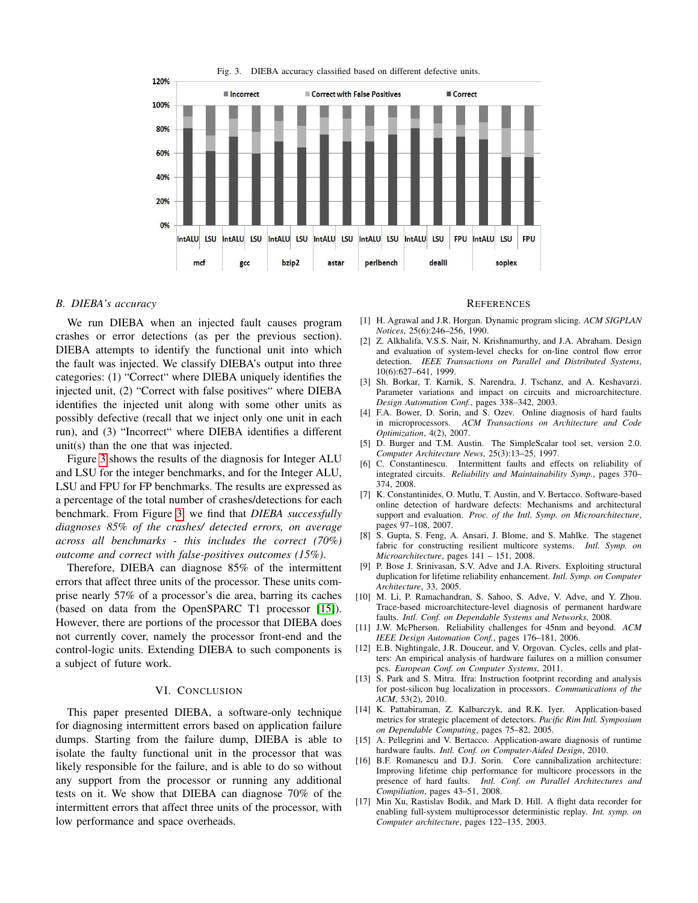Fig. 3. DIEBA accuracy classified based on different defective units.

120%
100%
80%
60%
40%
20%
0%

Incorrect
Correct with False Positives
Correct

IntALU LSU IntALU LSU IntALU LSU IntALU LSU IntALU LSU IntALU LSU FPU IntALU LSU FPU

mcf gcc bzip2 astar perlbench dealII soplex

### B. DIEBA's accuracy

We run DIEBA when an injected fault causes program crashes or error detections (as per the previous section). DIEBA attempts to identify the functional unit into which the fault was injected. We classify DIEBA's output into three categories: (1) "Correct" where DIEBA uniquely identifies the injected unit, (2) "Correct with false positives" where DIEBA identifies the injected unit along with some other units as possibly defective (recall that we inject only one unit in each run), and (3) "Incorrect" where DIEBA identifies a different unit(s) than the one that was injected.

Figure 3 shows the results of the diagnosis for Integer ALU and LSU for the integer benchmarks, and for the Integer ALU, LSU and FPU for FP benchmarks. The results are expressed as a percentage of the total number of crashes/detections for each benchmark. From Figure 3, we find that *DIEBA successfully diagnoses 85% of the crashes/ detected errors, on average across all benchmarks - this includes the correct (70%) outcome and correct with false-positives outcomes (15%).*

Therefore, DIEBA can diagnose 85% of the intermittent errors that affect three units of the processor. These units comprise nearly 57% of a processor's die area, barring its caches (based on data from the OpenSPARC T1 processor [15]). However, there are portions of the processor that DIEBA does not currently cover, namely the processor front-end and the control-logic units. Extending DIEBA to such components is a subject of future work.

## VI. Conclusion

This paper presented DIEBA, a software-only technique for diagnosing intermittent errors based on application failure dumps. Starting from the failure dump, DIEBA is able to isolate the faulty functional unit in the processor that was likely responsible for the failure, and is able to do so without any support from the processor or running any additional tests on it. We show that DIEBA can diagnose 70% of the intermittent errors that affect three units of the processor, with low performance and space overheads.

## References

[1] H. Agrawal and J.R. Horgan. Dynamic program slicing. *ACM SIGPLAN Notices*, 25(6):246–256, 1990.

[2] Z. Alkhalifa, V.S.S. Nair, N. Krishnamurthy, and J.A. Abraham. Design and evaluation of system-level checks for on-line control flow error detection. *IEEE Transactions on Parallel and Distributed Systems*, 10(6):627–641, 1999.

[3] Sh. Borkar, T. Karnik, S. Narendra, J. Tschanz, and A. Keshavarzi. Parameter variations and impact on circuits and microarchitecture. *Design Automation Conf.*, pages 338–342, 2003.

[4] F.A. Bower, D. Sorin, and S. Ozev. Online diagnosis of hard faults in microprocessors. *ACM Transactions on Architecture and Code Optimization*, 4(2), 2007.

[5] D. Burger and T.M. Austin. The SimpleScalar tool set, version 2.0. *Computer Architecture News*, 25(3):13–25, 1997.

[6] C. Constantinescu. Intermittent faults and effects on reliability of integrated circuits. *Reliability and Maintainability Symp.*, pages 370–374, 2008.

[7] K. Constantinides, O. Mutlu, T. Austin, and V. Bertacco. Software-based online detection of hardware defects: Mechanisms and architectural support and evaluation. *Proc. of the Intl. Symp. on Microarchitecture*, pages 97–108, 2007.

[8] S. Gupta, S. Feng, A. Ansari, J. Blome, and S. Mahlke. The stagenet fabric for constructing resilient multicore systems. *Intl. Symp. on Microarchitecture*, pages 141 – 151, 2008.

[9] P. Bose J. Srinivasan, S.V. Adve and J.A. Rivers. Exploiting structural duplication for lifetime reliability enhancement. *Intl. Symp. on Computer Architecture*, 33, 2005.

[10] M. Li, P. Ramachandran, S. Sahoo, S. Adve, V. Adve, and Y. Zhou. Trace-based microarchitecture-level diagnosis of permanent hardware faults. *Intl. Conf. on Dependable Systems and Networks*, 2008.

[11] J.W. McPherson. Reliability challenges for 45nm and beyond. *ACM IEEE Design Automation Conf.*, pages 176–181, 2006.

[12] E.B. Nightingale, J.R. Douceur, and V. Orgovan. Cycles, cells and platters: An empirical analysis of hardware failures on a million consumer pcs. *European Conf. on Computer Systems*, 2011.

[13] S. Park and S. Mitra. Ifra: Instruction footprint recording and analysis for post-silicon bug localization in processors. *Communications of the ACM*, 53(2), 2010.

[14] K. Pattabiraman, Z. Kalbarczyk, and R.K. Iyer. Application-based metrics for strategic placement of detectors. *Pacific Rim Intl. Symposium on Dependable Computing*, pages 75–82, 2005.

[15] A. Pellegrini and V. Bertacco. Application-aware diagnosis of runtime hardware faults. *Intl. Conf. on Computer-Aided Design*, 2010.

[16] B.F. Romanescu and D.J. Sorin. Core cannibalization architecture: Improving lifetime chip performance for multicore processors in the presence of hard faults. *Intl. Conf. on Parallel Architectures and Compiliation*, pages 43–51, 2008.

[17] Min Xu, Rastislav Bodik, and Mark D. Hill. A flight data recorder for enabling full-system multiprocessor deterministic replay. *Int. symp. on Computer architecture*, pages 122–135, 2003.